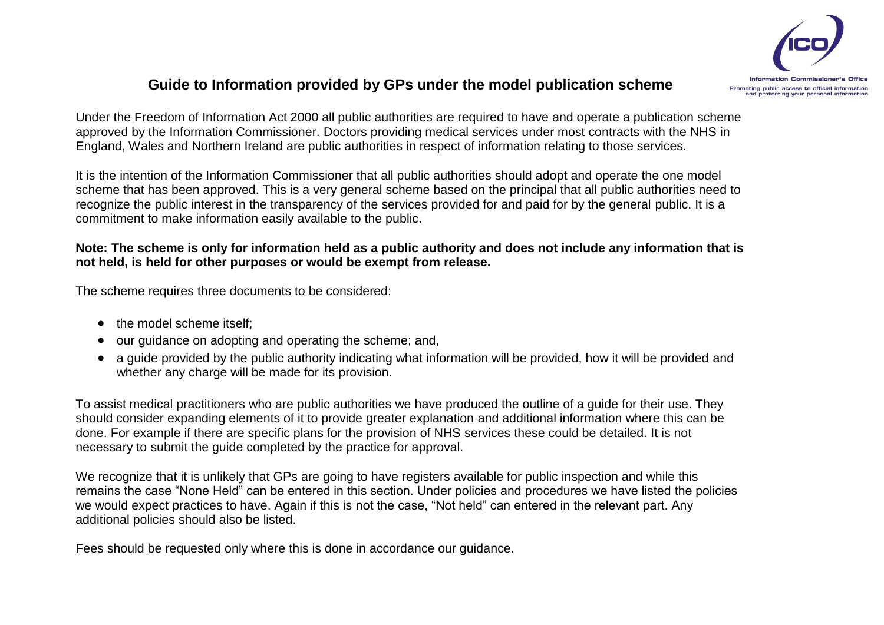# Guide to Information provided by GPs under the model publication scheme

Under the Freedom of Information Act 2000 all public authorities are required to have and operate a publication scheme approved by the Information Commissioner. Doctors providing medical services under most contracts with the NHS in England, Wales and Northern Ireland are public authorities in respect of information relating to those services.

It is the intention of the Information Commissioner that all public authorities should adopt and operate the one model scheme that has been approved. This is a very general scheme based on the principal that all public authorities need to recognize the public interest in the transparency of the services provided for and paid for by the general public. It is a commitment to make information easily available to the public.

**Note: The scheme is only for information held as a public authority and does not include any information that is not held, is held for other purposes or would be exempt from release.**

The scheme requires three documents to be considered:

- the model scheme itself;
- our guidance on adopting and operating the scheme; and,
- a guide provided by the public authority indicating what information will be provided, how it will be provided and whether any charge will be made for its provision.

To assist medical practitioners who are public authorities we have produced the outline of a guide for their use. They should consider expanding elements of it to provide greater explanation and additional information where this can be done. For example if there are specific plans for the provision of NHS services these could be detailed. It is not necessary to submit the guide completed by the practice for approval.

We recognize that it is unlikely that GPs are going to have registers available for public inspection and while this remains the case "None Held" can be entered in this section. Under policies and procedures we have listed the policies we would expect practices to have. Again if this is not the case, "Not held" can entered in the relevant part. Any additional policies should also be listed.

Fees should be requested only where this is done in accordance our guidance.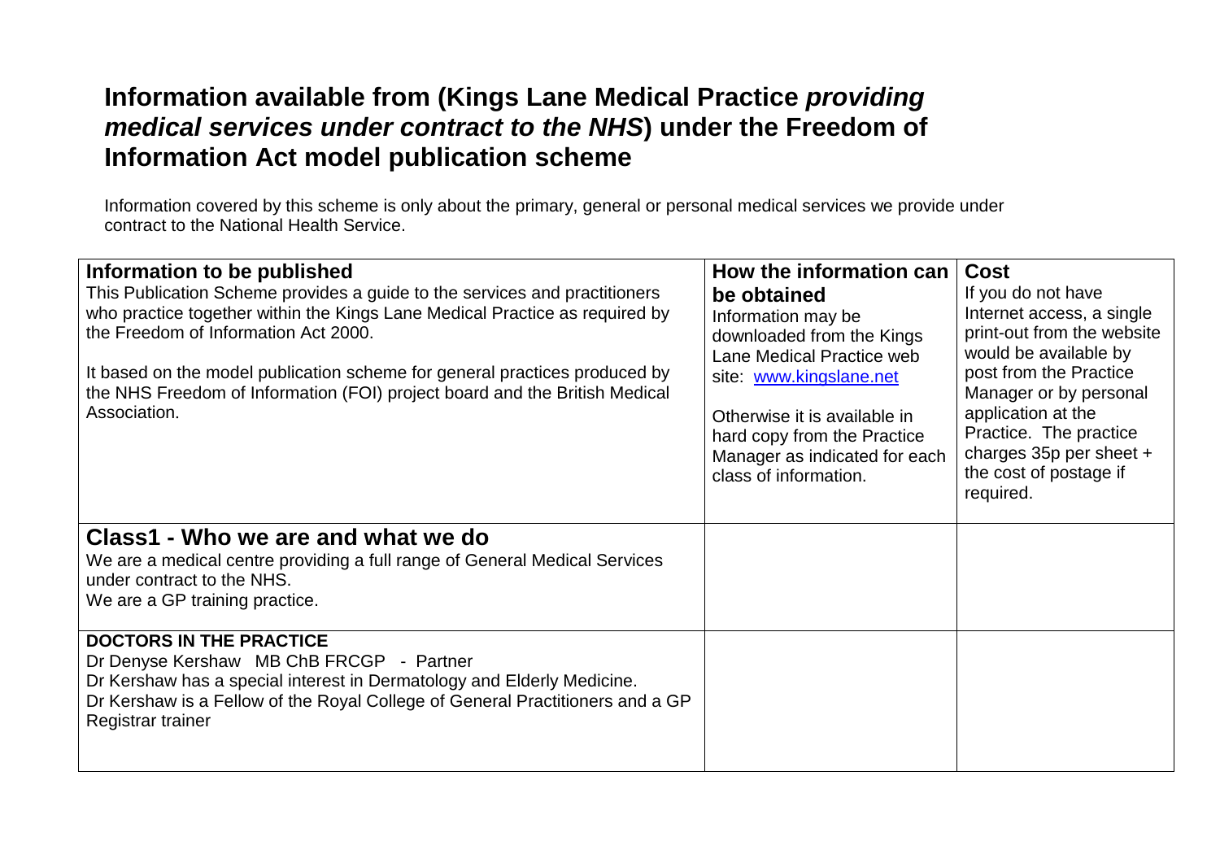# Information available from (Kings Lane Medical Practice *providing medical services under contract to the NHS*) under the Freedom of Information Act model publication scheme

Information covered by this scheme is only about the primary, general or personal medical services we provide under contract to the National Health Service.

| **Information to be published**<br>This Publication Scheme provides a guide to the services and practitioners who practice together within the Kings Lane Medical Practice as required by the Freedom of Information Act 2000.<br><br>It based on the model publication scheme for general practices produced by the NHS Freedom of Information (FOI) project board and the British Medical Association. | **How the information can be obtained**<br>Information may be downloaded from the Kings Lane Medical Practice web site: [www.kingslane.net](http://www.kingslane.net)<br><br>Otherwise it is available in hard copy from the Practice Manager as indicated for each class of information. | **Cost**<br>If you do not have Internet access, a single print-out from the website would be available by post from the Practice Manager or by personal application at the Practice. The practice charges 35p per sheet + the cost of postage if required. |
|---|---|---|
| **Class1 - Who we are and what we do**<br>We are a medical centre providing a full range of General Medical Services under contract to the NHS.<br>We are a GP training practice. | | |
| **DOCTORS IN THE PRACTICE**<br>Dr Denyse Kershaw MB ChB FRCGP - Partner<br>Dr Kershaw has a special interest in Dermatology and Elderly Medicine.<br>Dr Kershaw is a Fellow of the Royal College of General Practitioners and a GP Registrar trainer | | |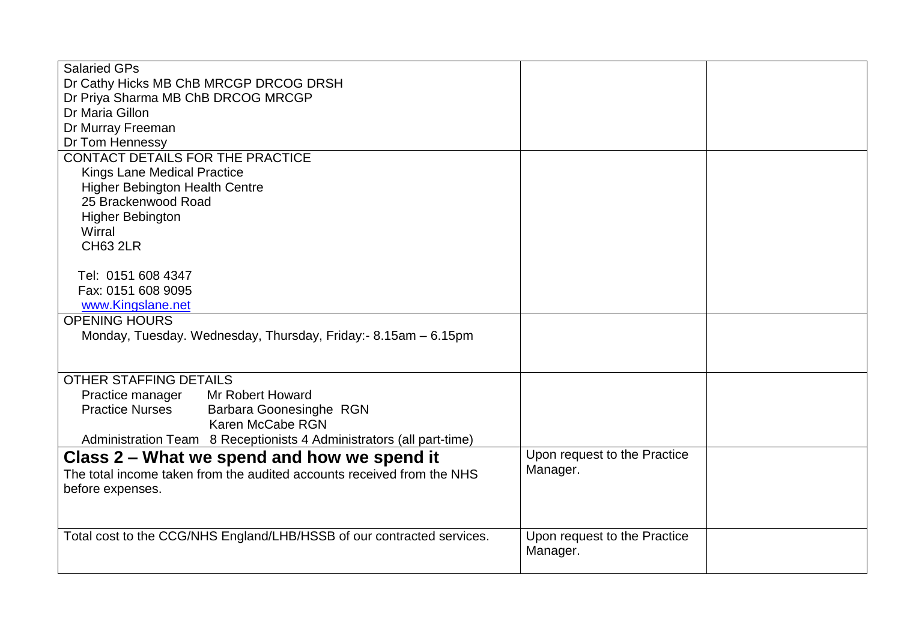| | | |
|---|---|---|
| Salaried GPs<br>Dr Cathy Hicks MB ChB MRCGP DRCOG DRSH<br>Dr Priya Sharma MB ChB DRCOG MRCGP<br>Dr Maria Gillon<br>Dr Murray Freeman<br>Dr Tom Hennessy | | |
| CONTACT DETAILS FOR THE PRACTICE<br>Kings Lane Medical Practice<br>Higher Bebington Health Centre<br>25 Brackenwood Road<br>Higher Bebington<br>Wirral<br>CH63 2LR<br><br>Tel: 0151 608 4347<br>Fax: 0151 608 9095<br>www.Kingslane.net | | |
| OPENING HOURS<br>Monday, Tuesday. Wednesday, Thursday, Friday:- 8.15am – 6.15pm | | |
| OTHER STAFFING DETAILS<br>Practice manager Mr Robert Howard<br>Practice Nurses Barbara Goonesinghe RGN<br>Karen McCabe RGN<br>Administration Team 8 Receptionists 4 Administrators (all part-time) | | |
| **Class 2 – What we spend and how we spend it**<br>The total income taken from the audited accounts received from the NHS before expenses. | Upon request to the Practice Manager. | |
| Total cost to the CCG/NHS England/LHB/HSSB of our contracted services. | Upon request to the Practice Manager. | |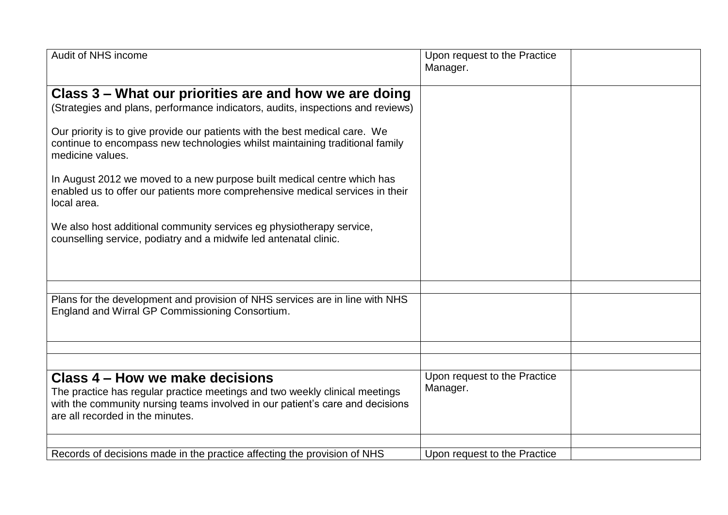| | | |
|---|---|---|
| Audit of NHS income | Upon request to the Practice Manager. | |
| **Class 3 – What our priorities are and how we are doing**<br>(Strategies and plans, performance indicators, audits, inspections and reviews)<br><br>Our priority is to give provide our patients with the best medical care. We continue to encompass new technologies whilst maintaining traditional family medicine values.<br><br>In August 2012 we moved to a new purpose built medical centre which has enabled us to offer our patients more comprehensive medical services in their local area.<br><br>We also host additional community services eg physiotherapy service, counselling service, podiatry and a midwife led antenatal clinic. | | |
| | | |
| Plans for the development and provision of NHS services are in line with NHS England and Wirral GP Commissioning Consortium. | | |
| | | |
| | | |
| **Class 4 – How we make decisions**<br>The practice has regular practice meetings and two weekly clinical meetings with the community nursing teams involved in our patient's care and decisions are all recorded in the minutes. | Upon request to the Practice Manager. | |
| | | |
| Records of decisions made in the practice affecting the provision of NHS | Upon request to the Practice | |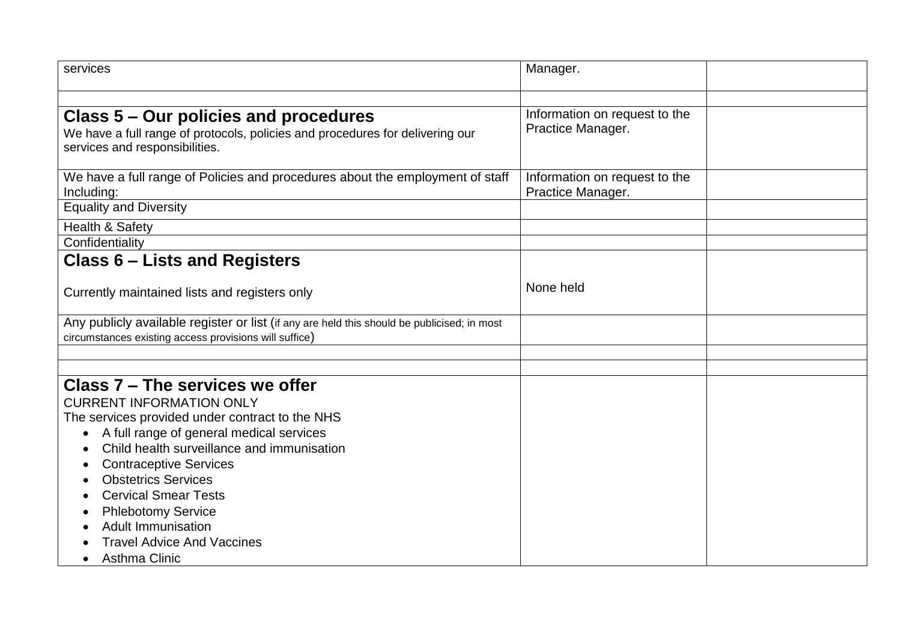| | | |
|---|---|---|
| services | Manager. | |
| | | |
| **Class 5 – Our policies and procedures**<br>We have a full range of protocols, policies and procedures for delivering our services and responsibilities. | Information on request to the Practice Manager. | |
| We have a full range of Policies and procedures about the employment of staff Including: | Information on request to the Practice Manager. | |
| Equality and Diversity | | |
| Health & Safety | | |
| Confidentiality | | |
| **Class 6 – Lists and Registers**<br><br>Currently maintained lists and registers only | None held | |
| Any publicly available register or list (if any are held this should be publicised; in most circumstances existing access provisions will suffice) | | |
| | | |
| | | |
| **Class 7 – The services we offer**<br>CURRENT INFORMATION ONLY<br>The services provided under contract to the NHS<br>• A full range of general medical services<br>• Child health surveillance and immunisation<br>• Contraceptive Services<br>• Obstetrics Services<br>• Cervical Smear Tests<br>• Phlebotomy Service<br>• Adult Immunisation<br>• Travel Advice And Vaccines<br>• Asthma Clinic | | |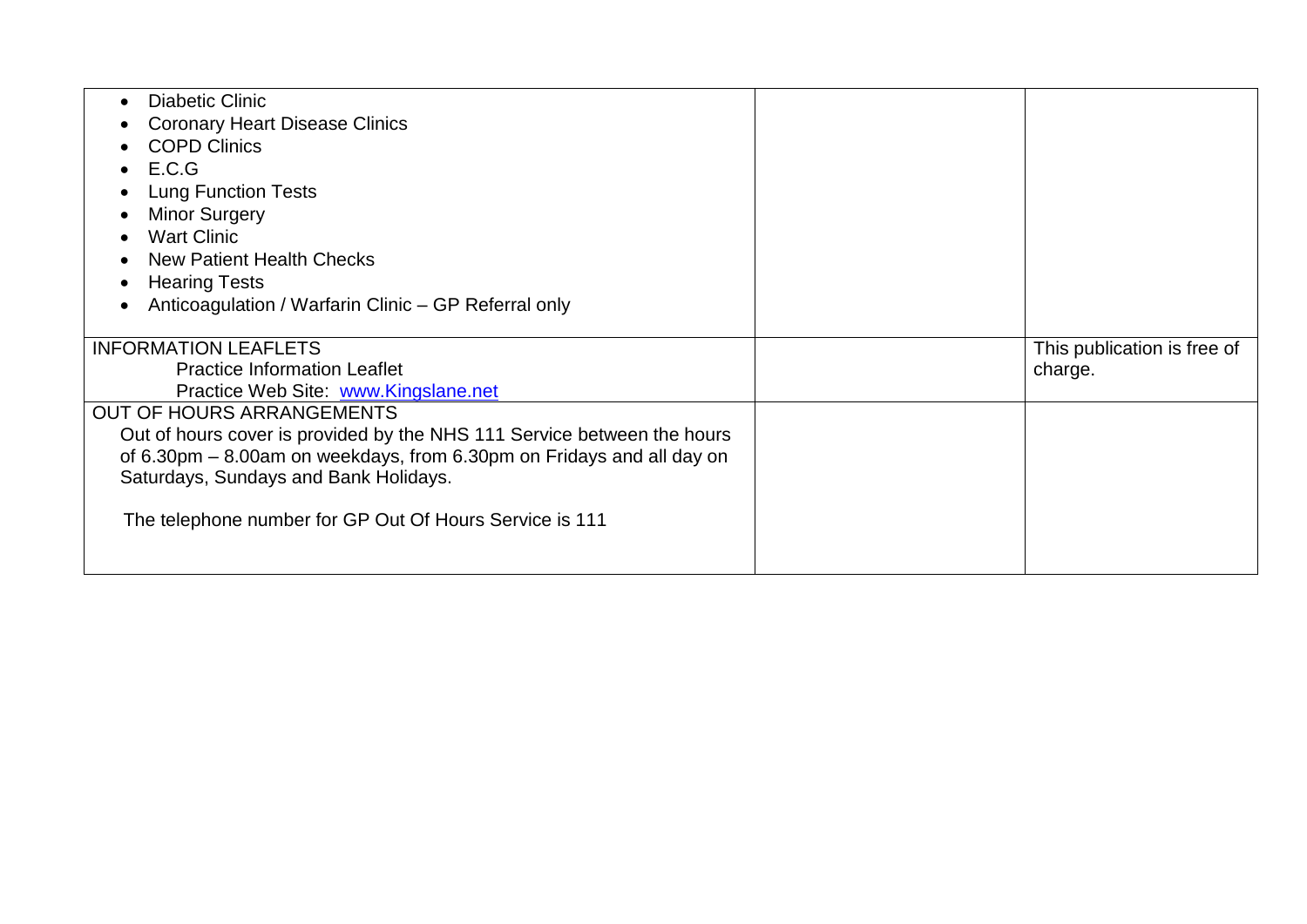| | | |
|---|---|---|
| • Diabetic Clinic<br>• Coronary Heart Disease Clinics<br>• COPD Clinics<br>• E.C.G<br>• Lung Function Tests<br>• Minor Surgery<br>• Wart Clinic<br>• New Patient Health Checks<br>• Hearing Tests<br>• Anticoagulation / Warfarin Clinic – GP Referral only | | |
| INFORMATION LEAFLETS<br>Practice Information Leaflet<br>Practice Web Site: [www.Kingslane.net](http://www.Kingslane.net) | | This publication is free of charge. |
| OUT OF HOURS ARRANGEMENTS<br>Out of hours cover is provided by the NHS 111 Service between the hours of 6.30pm – 8.00am on weekdays, from 6.30pm on Fridays and all day on Saturdays, Sundays and Bank Holidays.<br><br>The telephone number for GP Out Of Hours Service is 111 | | |